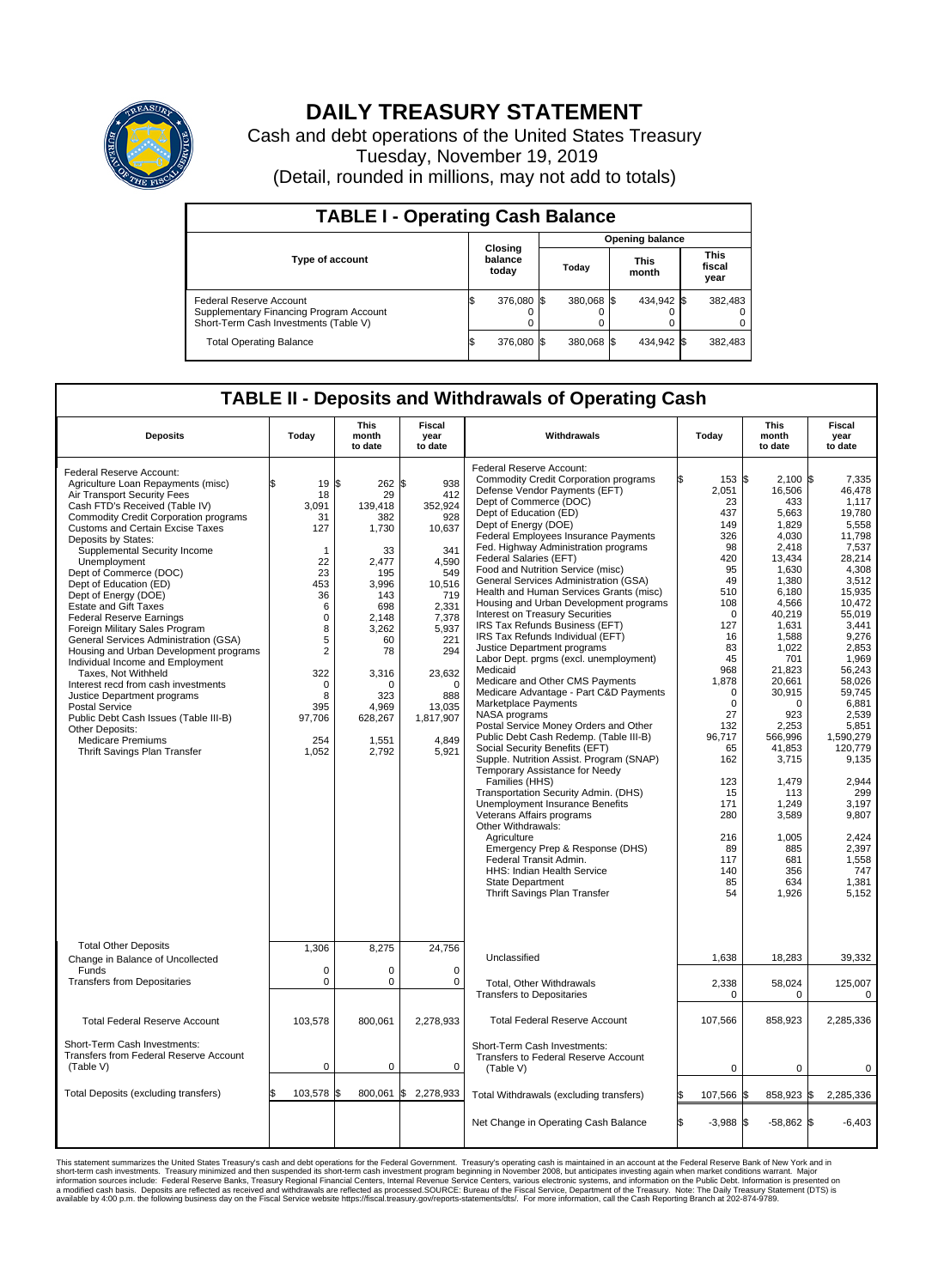# DAILY TREASURY STATEMENT

Cash and debt operations of the United States Treasury
Tuesday, November 19, 2019
(Detail, rounded in millions, may not add to totals)

## TABLE I - Operating Cash Balance

| Type of account | Closing balance today | Opening balance Today | Opening balance This month | Opening balance This fiscal year |
|---|---|---|---|---|
| Federal Reserve Account | $ 376,080 | $ 380,068 | $ 434,942 | $ 382,483 |
| Supplementary Financing Program Account | 0 | 0 | 0 | 0 |
| Short-Term Cash Investments (Table V) | 0 | 0 | 0 | 0 |
| Total Operating Balance | $ 376,080 | $ 380,068 | $ 434,942 | $ 382,483 |

## TABLE II - Deposits and Withdrawals of Operating Cash

| Deposits | Today | This month to date | Fiscal year to date |
|---|---|---|---|
| Federal Reserve Account: | | | |
| Agriculture Loan Repayments (misc) | $ 19 | $ 262 | $ 938 |
| Air Transport Security Fees | 18 | 29 | 412 |
| Cash FTD's Received (Table IV) | 3,091 | 139,418 | 352,924 |
| Commodity Credit Corporation programs | 31 | 382 | 928 |
| Customs and Certain Excise Taxes | 127 | 1,730 | 10,637 |
| Deposits by States: | | | |
| Supplemental Security Income | 1 | 33 | 341 |
| Unemployment | 22 | 2,477 | 4,590 |
| Dept of Commerce (DOC) | 23 | 195 | 549 |
| Dept of Education (ED) | 453 | 3,996 | 10,516 |
| Dept of Energy (DOE) | 36 | 143 | 719 |
| Estate and Gift Taxes | 6 | 698 | 2,331 |
| Federal Reserve Earnings | 0 | 2,148 | 7,378 |
| Foreign Military Sales Program | 8 | 3,262 | 5,937 |
| General Services Administration (GSA) | 5 | 60 | 221 |
| Housing and Urban Development programs | 2 | 78 | 294 |
| Individual Income and Employment Taxes, Not Withheld | 322 | 3,316 | 23,632 |
| Interest recd from cash investments | 0 | 0 | 0 |
| Justice Department programs | 8 | 323 | 888 |
| Postal Service | 395 | 4,969 | 13,035 |
| Public Debt Cash Issues (Table III-B) | 97,706 | 628,267 | 1,817,907 |
| Other Deposits: | | | |
| Medicare Premiums | 254 | 1,551 | 4,849 |
| Thrift Savings Plan Transfer | 1,052 | 2,792 | 5,921 |
| Total Other Deposits | 1,306 | 8,275 | 24,756 |
| Change in Balance of Uncollected Funds | 0 | 0 | 0 |
| Transfers from Depositaries | 0 | 0 | 0 |
| Total Federal Reserve Account | 103,578 | 800,061 | 2,278,933 |
| Short-Term Cash Investments: Transfers from Federal Reserve Account (Table V) | 0 | 0 | 0 |
| Total Deposits (excluding transfers) | $ 103,578 | $ 800,061 | $ 2,278,933 |

| Withdrawals | Today | This month to date | Fiscal year to date |
|---|---|---|---|
| Federal Reserve Account: | | | |
| Commodity Credit Corporation programs | $ 153 | $ 2,100 | $ 7,335 |
| Defense Vendor Payments (EFT) | 2,051 | 16,506 | 46,478 |
| Dept of Commerce (DOC) | 23 | 433 | 1,117 |
| Dept of Education (ED) | 437 | 5,663 | 19,780 |
| Dept of Energy (DOE) | 149 | 1,829 | 5,558 |
| Federal Employees Insurance Payments | 326 | 4,030 | 11,798 |
| Fed. Highway Administration programs | 98 | 2,418 | 7,537 |
| Federal Salaries (EFT) | 420 | 13,434 | 28,214 |
| Food and Nutrition Service (misc) | 95 | 1,630 | 4,308 |
| General Services Administration (GSA) | 49 | 1,380 | 3,512 |
| Health and Human Services Grants (misc) | 510 | 6,180 | 15,935 |
| Housing and Urban Development programs | 108 | 4,566 | 10,472 |
| Interest on Treasury Securities | 0 | 40,219 | 55,019 |
| IRS Tax Refunds Business (EFT) | 127 | 1,631 | 3,441 |
| IRS Tax Refunds Individual (EFT) | 16 | 1,588 | 9,276 |
| Justice Department programs | 83 | 1,022 | 2,853 |
| Labor Dept. prgms (excl. unemployment) | 45 | 701 | 1,969 |
| Medicaid | 968 | 21,823 | 56,243 |
| Medicare and Other CMS Payments | 1,878 | 20,661 | 58,026 |
| Medicare Advantage - Part C&D Payments | 0 | 30,915 | 59,745 |
| Marketplace Payments | 0 | 0 | 6,881 |
| NASA programs | 27 | 923 | 2,539 |
| Postal Service Money Orders and Other | 132 | 2,253 | 5,851 |
| Public Debt Cash Redemp. (Table III-B) | 96,717 | 566,996 | 1,590,279 |
| Social Security Benefits (EFT) | 65 | 41,853 | 120,779 |
| Supple. Nutrition Assist. Program (SNAP) | 162 | 3,715 | 9,135 |
| Temporary Assistance for Needy Families (HHS) | 123 | 1,479 | 2,944 |
| Transportation Security Admin. (DHS) | 15 | 113 | 299 |
| Unemployment Insurance Benefits | 171 | 1,249 | 3,197 |
| Veterans Affairs programs | 280 | 3,589 | 9,807 |
| Other Withdrawals: | | | |
| Agriculture | 216 | 1,005 | 2,424 |
| Emergency Prep & Response (DHS) | 89 | 885 | 2,397 |
| Federal Transit Admin. | 117 | 681 | 1,558 |
| HHS: Indian Health Service | 140 | 356 | 747 |
| State Department | 85 | 634 | 1,381 |
| Thrift Savings Plan Transfer | 54 | 1,926 | 5,152 |
| Unclassified | 1,638 | 18,283 | 39,332 |
| Total, Other Withdrawals | 2,338 | 58,024 | 125,007 |
| Transfers to Depositaries | 0 | 0 | 0 |
| Total Federal Reserve Account | 107,566 | 858,923 | 2,285,336 |
| Short-Term Cash Investments: Transfers to Federal Reserve Account (Table V) | 0 | 0 | 0 |
| Total Withdrawals (excluding transfers) | $ 107,566 | $ 858,923 | $ 2,285,336 |
| Net Change in Operating Cash Balance | $ -3,988 | $ -58,862 | $ -6,403 |

This statement summarizes the United States Treasury's cash and debt operations for the Federal Government. Treasury's operating cash is maintained in an account at the Federal Reserve Bank of New York and in short-term cash investments. Treasury minimized and then suspended its short-term cash investment program beginning in November 2008, but anticipates investing again when market conditions warrant. Major information sources include: Federal Reserve Banks, Treasury Regional Financial Centers, Internal Revenue Service Centers, various electronic systems, and information on the Public Debt. Information is presented on a modified cash basis. Deposits are reflected as received and withdrawals are reflected as processed.SOURCE: Bureau of the Fiscal Service, Department of the Treasury. Note: The Daily Treasury Statement (DTS) is available by 4:00 p.m. the following business day on the Fiscal Service website https://fiscal.treasury.gov/reports-statements/dts/. For more information, call the Cash Reporting Branch at 202-874-9789.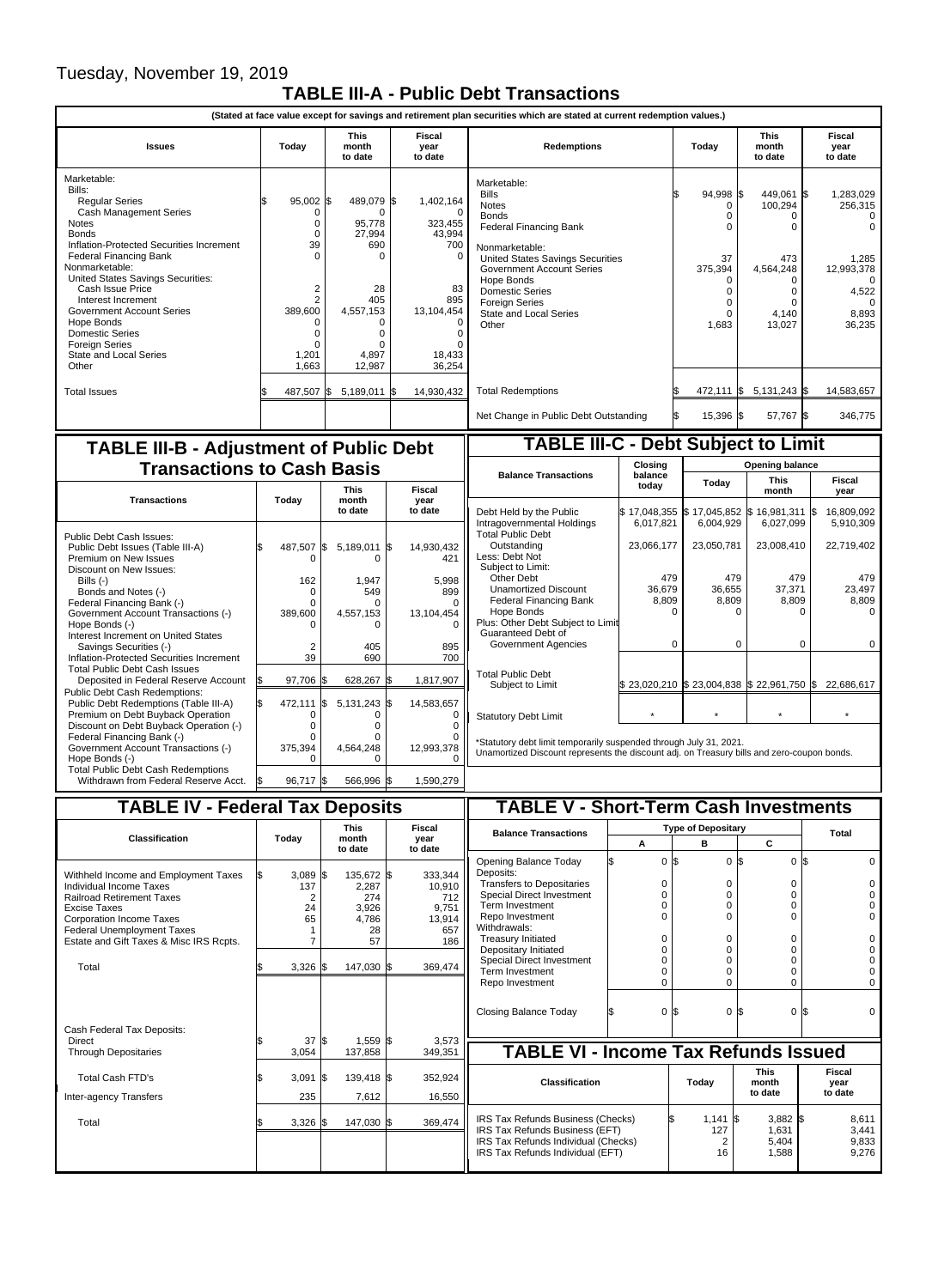Tuesday, November 19, 2019

# TABLE III-A - Public Debt Transactions

(Stated at face value except for savings and retirement plan securities which are stated at current redemption values.)

| Issues | Today | This month to date | Fiscal year to date |
|---|---|---|---|
| Marketable: | | | |
| Bills: | | | |
| Regular Series | $ 95,002 | $ 489,079 | $ 1,402,164 |
| Cash Management Series | 0 | 0 | 0 |
| Notes | 0 | 95,778 | 323,455 |
| Bonds | 0 | 27,994 | 43,994 |
| Inflation-Protected Securities Increment | 39 | 690 | 700 |
| Federal Financing Bank | 0 | 0 | 0 |
| Nonmarketable: | | | |
| United States Savings Securities: | | | |
| Cash Issue Price | 2 | 28 | 83 |
| Interest Increment | 2 | 405 | 895 |
| Government Account Series | 389,600 | 4,557,153 | 13,104,454 |
| Hope Bonds | 0 | 0 | 0 |
| Domestic Series | 0 | 0 | 0 |
| Foreign Series | 0 | 0 | 0 |
| State and Local Series | 1,201 | 4,897 | 18,433 |
| Other | 1,663 | 12,987 | 36,254 |
| Total Issues | $ 487,507 | $ 5,189,011 | $ 14,930,432 |

| Redemptions | Today | This month to date | Fiscal year to date |
|---|---|---|---|
| Marketable: | | | |
| Bills | $ 94,998 | $ 449,061 | $ 1,283,029 |
| Notes | 0 | 100,294 | 256,315 |
| Bonds | 0 | 0 | 0 |
| Federal Financing Bank | 0 | 0 | 0 |
| Nonmarketable: | | | |
| United States Savings Securities | 37 | 473 | 1,285 |
| Government Account Series | 375,394 | 4,564,248 | 12,993,378 |
| Hope Bonds | 0 | 0 | 0 |
| Domestic Series | 0 | 0 | 4,522 |
| Foreign Series | 0 | 0 | 0 |
| State and Local Series | 0 | 4,140 | 8,893 |
| Other | 1,683 | 13,027 | 36,235 |
| Total Redemptions | $ 472,111 | $ 5,131,243 | $ 14,583,657 |
| Net Change in Public Debt Outstanding | $ 15,396 | $ 57,767 | $ 346,775 |

# TABLE III-B - Adjustment of Public Debt Transactions to Cash Basis

| Transactions | Today | This month to date | Fiscal year to date |
|---|---|---|---|
| Public Debt Cash Issues: | | | |
| Public Debt Issues (Table III-A) | $ 487,507 | $ 5,189,011 | $ 14,930,432 |
| Premium on New Issues | 0 | 0 | 421 |
| Discount on New Issues: | | | |
| Bills (-) | 162 | 1,947 | 5,998 |
| Bonds and Notes (-) | 0 | 549 | 899 |
| Federal Financing Bank (-) | 0 | 0 | 0 |
| Government Account Transactions (-) | 389,600 | 4,557,153 | 13,104,454 |
| Hope Bonds (-) | 0 | 0 | 0 |
| Interest Increment on United States Savings Securities (-) | 2 | 405 | 895 |
| Inflation-Protected Securities Increment | 39 | 690 | 700 |
| Total Public Debt Cash Issues Deposited in Federal Reserve Account | $ 97,706 | $ 628,267 | $ 1,817,907 |
| Public Debt Cash Redemptions: | | | |
| Public Debt Redemptions (Table III-A) | $ 472,111 | $ 5,131,243 | $ 14,583,657 |
| Premium on Debt Buyback Operation | 0 | 0 | 0 |
| Discount on Debt Buyback Operation (-) | 0 | 0 | 0 |
| Federal Financing Bank (-) | 0 | 0 | 0 |
| Government Account Transactions (-) | 375,394 | 4,564,248 | 12,993,378 |
| Hope Bonds (-) | 0 | 0 | 0 |
| Total Public Debt Cash Redemptions Withdrawn from Federal Reserve Acct. | $ 96,717 | $ 566,996 | $ 1,590,279 |

# TABLE III-C - Debt Subject to Limit

| Balance Transactions | Closing balance today | Opening balance Today | Opening balance This month | Opening balance Fiscal year |
|---|---|---|---|---|
| Debt Held by the Public | $ 17,048,355 | $ 17,045,852 | $ 16,981,311 | $ 16,809,092 |
| Intragovernmental Holdings | 6,017,821 | 6,004,929 | 6,027,099 | 5,910,309 |
| Total Public Debt Outstanding | 23,066,177 | 23,050,781 | 23,008,410 | 22,719,402 |
| Less: Debt Not Subject to Limit: | | | | |
| Other Debt | 479 | 479 | 479 | 479 |
| Unamortized Discount | 36,679 | 36,655 | 37,371 | 23,497 |
| Federal Financing Bank | 8,809 | 8,809 | 8,809 | 8,809 |
| Hope Bonds | 0 | 0 | 0 | 0 |
| Plus: Other Debt Subject to Limit | | | | |
| Guaranteed Debt of Government Agencies | 0 | 0 | 0 | 0 |
| Total Public Debt Subject to Limit | $ 23,020,210 | $ 23,004,838 | $ 22,961,750 | $ 22,686,617 |
| Statutory Debt Limit | * | * | * | * |

*Statutory debt limit temporarily suspended through July 31, 2021.
Unamortized Discount represents the discount adj. on Treasury bills and zero-coupon bonds.

# TABLE IV - Federal Tax Deposits

| Classification | Today | This month to date | Fiscal year to date |
|---|---|---|---|
| Withheld Income and Employment Taxes | $ 3,089 | $ 135,672 | $ 333,344 |
| Individual Income Taxes | 137 | 2,287 | 10,910 |
| Railroad Retirement Taxes | 2 | 274 | 712 |
| Excise Taxes | 24 | 3,926 | 9,751 |
| Corporation Income Taxes | 65 | 4,786 | 13,914 |
| Federal Unemployment Taxes | 1 | 28 | 657 |
| Estate and Gift Taxes & Misc IRS Rcpts. | 7 | 57 | 186 |
| Total | $ 3,326 | $ 147,030 | $ 369,474 |
| Cash Federal Tax Deposits: | | | |
| Direct | $ 37 | $ 1,559 | $ 3,573 |
| Through Depositaries | 3,054 | 137,858 | 349,351 |
| Total Cash FTD's | $ 3,091 | $ 139,418 | $ 352,924 |
| Inter-agency Transfers | 235 | 7,612 | 16,550 |
| Total | $ 3,326 | $ 147,030 | $ 369,474 |

# TABLE V - Short-Term Cash Investments

| Balance Transactions | Type of Depositary A | Type of Depositary B | Type of Depositary C | Total |
|---|---|---|---|---|
| Opening Balance Today | $ 0 | $ 0 | $ 0 | $ 0 |
| Deposits: | | | | |
| Transfers to Depositaries | 0 | 0 | 0 | 0 |
| Special Direct Investment | 0 | 0 | 0 | 0 |
| Term Investment | 0 | 0 | 0 | 0 |
| Repo Investment | 0 | 0 | 0 | 0 |
| Withdrawals: | | | | |
| Treasury Initiated | 0 | 0 | 0 | 0 |
| Depositary Initiated | 0 | 0 | 0 | 0 |
| Special Direct Investment | 0 | 0 | 0 | 0 |
| Term Investment | 0 | 0 | 0 | 0 |
| Repo Investment | 0 | 0 | 0 | 0 |
| Closing Balance Today | $ 0 | $ 0 | $ 0 | $ 0 |

# TABLE VI - Income Tax Refunds Issued

| Classification | Today | This month to date | Fiscal year to date |
|---|---|---|---|
| IRS Tax Refunds Business (Checks) | $ 1,141 | $ 3,882 | $ 8,611 |
| IRS Tax Refunds Business (EFT) | 127 | 1,631 | 3,441 |
| IRS Tax Refunds Individual (Checks) | 2 | 5,404 | 9,833 |
| IRS Tax Refunds Individual (EFT) | 16 | 1,588 | 9,276 |